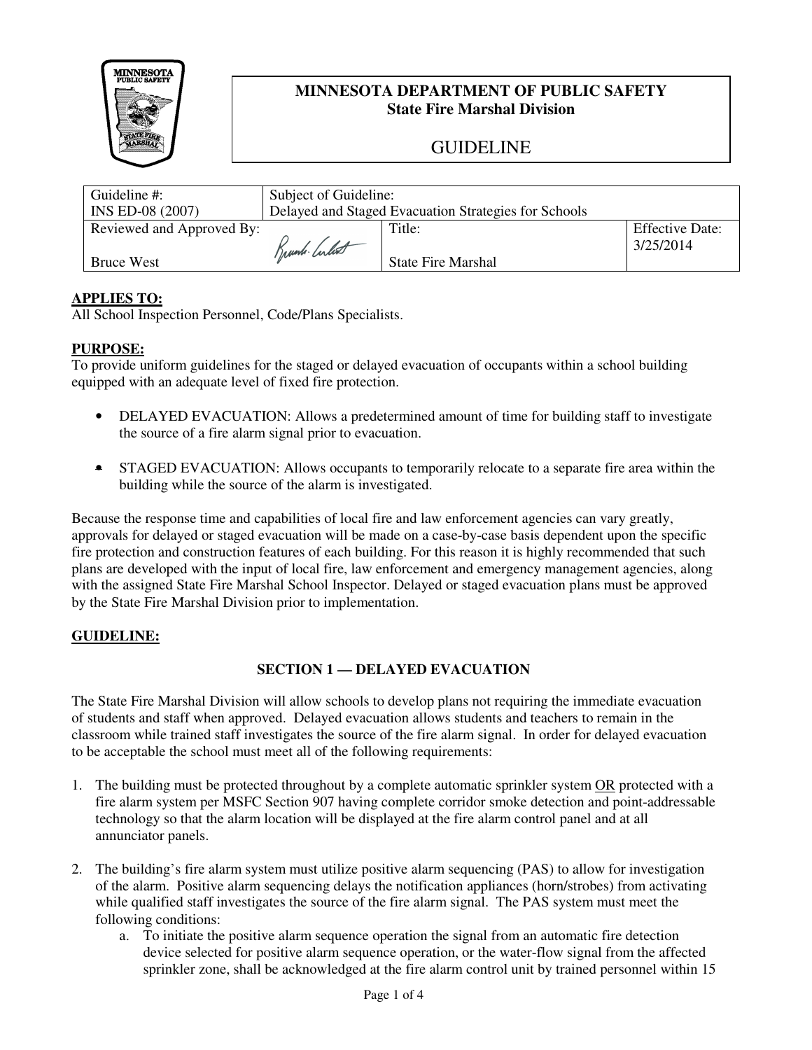**MINNESOTA DEPARTMENT OF PUBLIC SAFETY**
**State Fire Marshal Division**

# GUIDELINE

| Guideline #: INS ED-08 (2007) | Subject of Guideline: Delayed and Staged Evacuation Strategies for Schools | | |
|---|---|---|---|
| Reviewed and Approved By: Bruce West | | Title: State Fire Marshal | Effective Date: 3/25/2014 |

**APPLIES TO:**
All School Inspection Personnel, Code/Plans Specialists.

**PURPOSE:**
To provide uniform guidelines for the staged or delayed evacuation of occupants within a school building equipped with an adequate level of fixed fire protection.

- DELAYED EVACUATION: Allows a predetermined amount of time for building staff to investigate the source of a fire alarm signal prior to evacuation.
- STAGED EVACUATION: Allows occupants to temporarily relocate to a separate fire area within the building while the source of the alarm is investigated.

Because the response time and capabilities of local fire and law enforcement agencies can vary greatly, approvals for delayed or staged evacuation will be made on a case-by-case basis dependent upon the specific fire protection and construction features of each building. For this reason it is highly recommended that such plans are developed with the input of local fire, law enforcement and emergency management agencies, along with the assigned State Fire Marshal School Inspector. Delayed or staged evacuation plans must be approved by the State Fire Marshal Division prior to implementation.

**GUIDELINE:**

## SECTION 1 — DELAYED EVACUATION

The State Fire Marshal Division will allow schools to develop plans not requiring the immediate evacuation of students and staff when approved. Delayed evacuation allows students and teachers to remain in the classroom while trained staff investigates the source of the fire alarm signal. In order for delayed evacuation to be acceptable the school must meet all of the following requirements:

1. The building must be protected throughout by a complete automatic sprinkler system OR protected with a fire alarm system per MSFC Section 907 having complete corridor smoke detection and point-addressable technology so that the alarm location will be displayed at the fire alarm control panel and at all annunciator panels.

2. The building's fire alarm system must utilize positive alarm sequencing (PAS) to allow for investigation of the alarm. Positive alarm sequencing delays the notification appliances (horn/strobes) from activating while qualified staff investigates the source of the fire alarm signal. The PAS system must meet the following conditions:
   a. To initiate the positive alarm sequence operation the signal from an automatic fire detection device selected for positive alarm sequence operation, or the water-flow signal from the affected sprinkler zone, shall be acknowledged at the fire alarm control unit by trained personnel within 15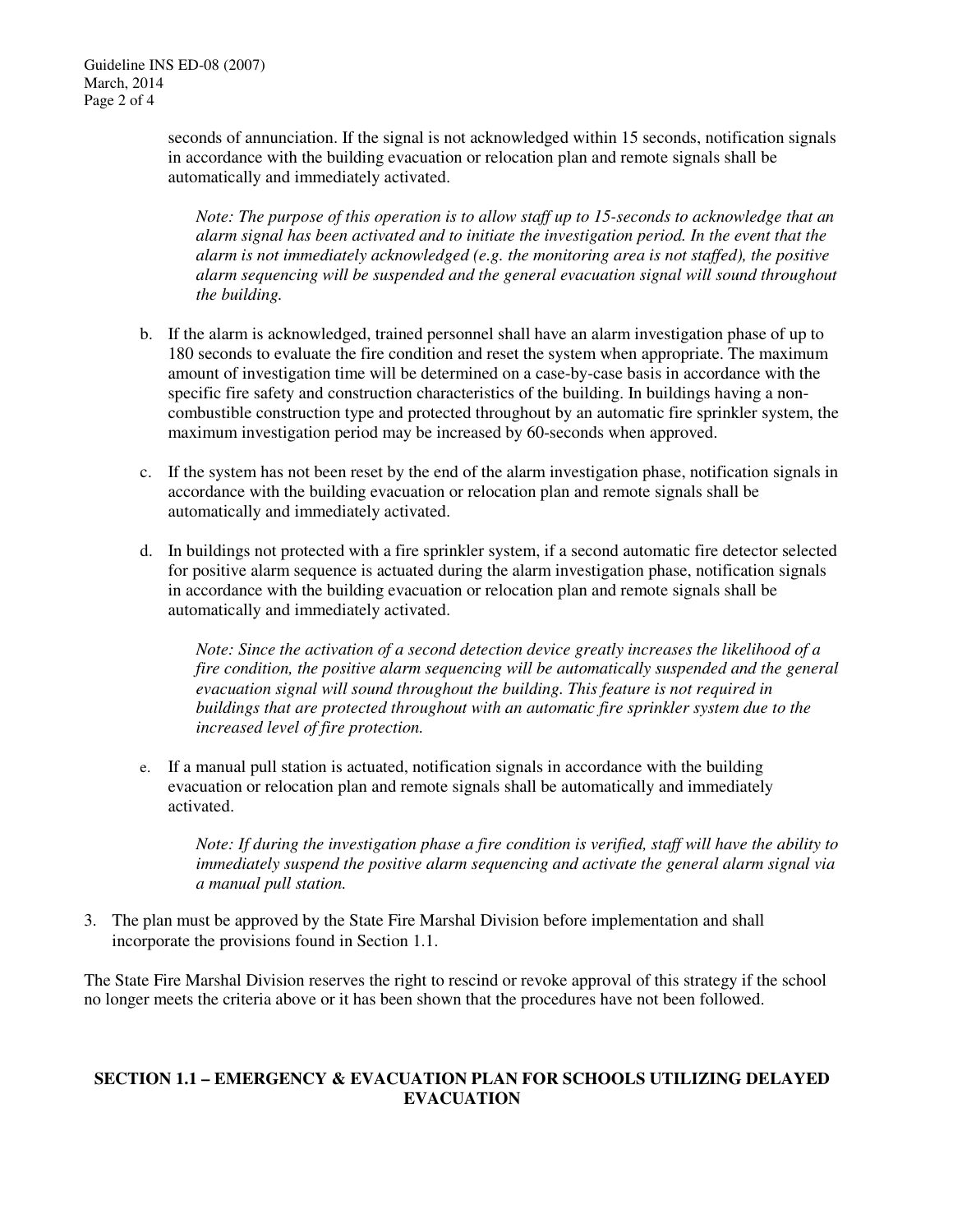seconds of annunciation. If the signal is not acknowledged within 15 seconds, notification signals in accordance with the building evacuation or relocation plan and remote signals shall be automatically and immediately activated.

*Note: The purpose of this operation is to allow staff up to 15-seconds to acknowledge that an alarm signal has been activated and to initiate the investigation period. In the event that the alarm is not immediately acknowledged (e.g. the monitoring area is not staffed), the positive alarm sequencing will be suspended and the general evacuation signal will sound throughout the building.*

b. If the alarm is acknowledged, trained personnel shall have an alarm investigation phase of up to 180 seconds to evaluate the fire condition and reset the system when appropriate. The maximum amount of investigation time will be determined on a case-by-case basis in accordance with the specific fire safety and construction characteristics of the building. In buildings having a non-combustible construction type and protected throughout by an automatic fire sprinkler system, the maximum investigation period may be increased by 60-seconds when approved.

c. If the system has not been reset by the end of the alarm investigation phase, notification signals in accordance with the building evacuation or relocation plan and remote signals shall be automatically and immediately activated.

d. In buildings not protected with a fire sprinkler system, if a second automatic fire detector selected for positive alarm sequence is actuated during the alarm investigation phase, notification signals in accordance with the building evacuation or relocation plan and remote signals shall be automatically and immediately activated.

*Note: Since the activation of a second detection device greatly increases the likelihood of a fire condition, the positive alarm sequencing will be automatically suspended and the general evacuation signal will sound throughout the building. This feature is not required in buildings that are protected throughout with an automatic fire sprinkler system due to the increased level of fire protection.*

e. If a manual pull station is actuated, notification signals in accordance with the building evacuation or relocation plan and remote signals shall be automatically and immediately activated.

*Note: If during the investigation phase a fire condition is verified, staff will have the ability to immediately suspend the positive alarm sequencing and activate the general alarm signal via a manual pull station.*

3. The plan must be approved by the State Fire Marshal Division before implementation and shall incorporate the provisions found in Section 1.1.

The State Fire Marshal Division reserves the right to rescind or revoke approval of this strategy if the school no longer meets the criteria above or it has been shown that the procedures have not been followed.

## SECTION 1.1 – EMERGENCY & EVACUATION PLAN FOR SCHOOLS UTILIZING DELAYED EVACUATION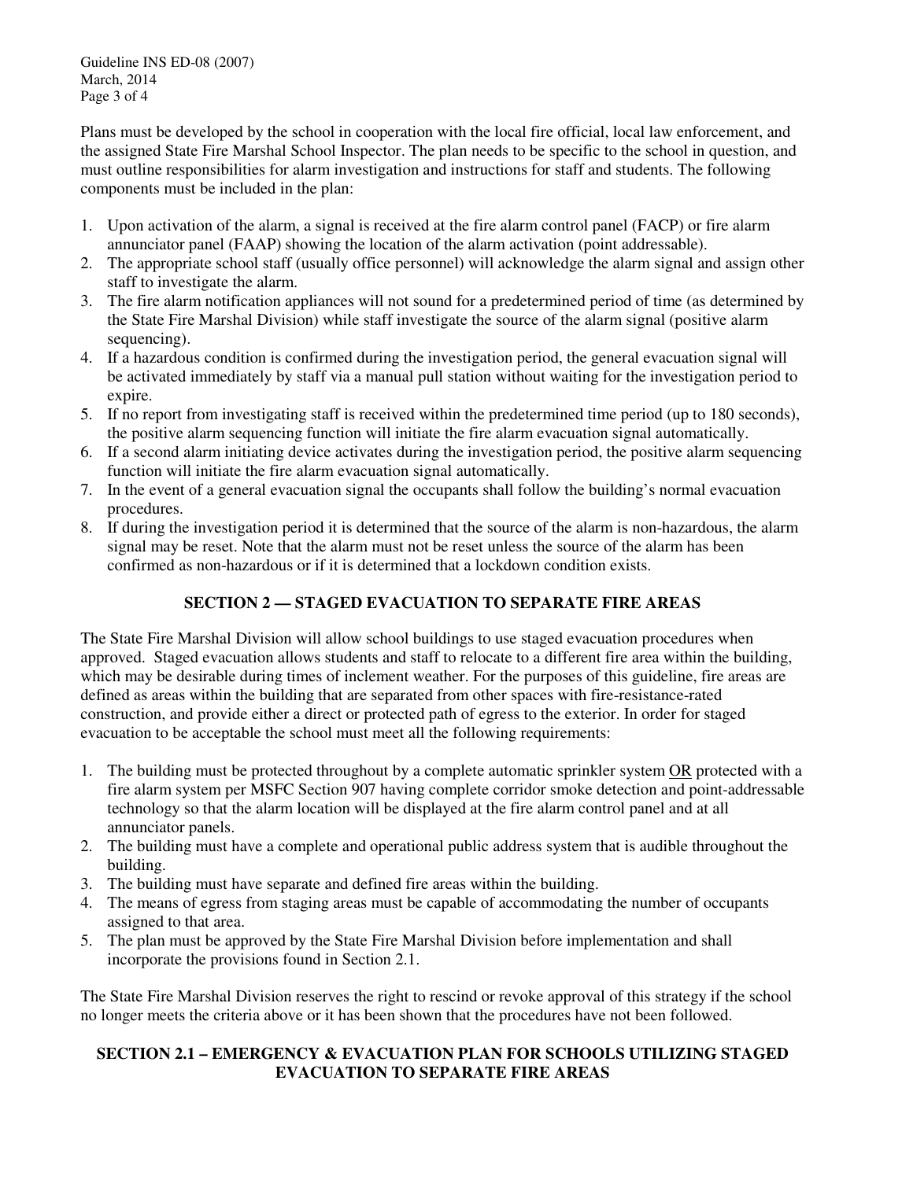Plans must be developed by the school in cooperation with the local fire official, local law enforcement, and the assigned State Fire Marshal School Inspector. The plan needs to be specific to the school in question, and must outline responsibilities for alarm investigation and instructions for staff and students. The following components must be included in the plan:

1. Upon activation of the alarm, a signal is received at the fire alarm control panel (FACP) or fire alarm annunciator panel (FAAP) showing the location of the alarm activation (point addressable).
2. The appropriate school staff (usually office personnel) will acknowledge the alarm signal and assign other staff to investigate the alarm.
3. The fire alarm notification appliances will not sound for a predetermined period of time (as determined by the State Fire Marshal Division) while staff investigate the source of the alarm signal (positive alarm sequencing).
4. If a hazardous condition is confirmed during the investigation period, the general evacuation signal will be activated immediately by staff via a manual pull station without waiting for the investigation period to expire.
5. If no report from investigating staff is received within the predetermined time period (up to 180 seconds), the positive alarm sequencing function will initiate the fire alarm evacuation signal automatically.
6. If a second alarm initiating device activates during the investigation period, the positive alarm sequencing function will initiate the fire alarm evacuation signal automatically.
7. In the event of a general evacuation signal the occupants shall follow the building's normal evacuation procedures.
8. If during the investigation period it is determined that the source of the alarm is non-hazardous, the alarm signal may be reset. Note that the alarm must not be reset unless the source of the alarm has been confirmed as non-hazardous or if it is determined that a lockdown condition exists.

## SECTION 2 — STAGED EVACUATION TO SEPARATE FIRE AREAS

The State Fire Marshal Division will allow school buildings to use staged evacuation procedures when approved. Staged evacuation allows students and staff to relocate to a different fire area within the building, which may be desirable during times of inclement weather. For the purposes of this guideline, fire areas are defined as areas within the building that are separated from other spaces with fire-resistance-rated construction, and provide either a direct or protected path of egress to the exterior. In order for staged evacuation to be acceptable the school must meet all the following requirements:

1. The building must be protected throughout by a complete automatic sprinkler system <u>OR</u> protected with a fire alarm system per MSFC Section 907 having complete corridor smoke detection and point-addressable technology so that the alarm location will be displayed at the fire alarm control panel and at all annunciator panels.
2. The building must have a complete and operational public address system that is audible throughout the building.
3. The building must have separate and defined fire areas within the building.
4. The means of egress from staging areas must be capable of accommodating the number of occupants assigned to that area.
5. The plan must be approved by the State Fire Marshal Division before implementation and shall incorporate the provisions found in Section 2.1.

The State Fire Marshal Division reserves the right to rescind or revoke approval of this strategy if the school no longer meets the criteria above or it has been shown that the procedures have not been followed.

### SECTION 2.1 – EMERGENCY & EVACUATION PLAN FOR SCHOOLS UTILIZING STAGED EVACUATION TO SEPARATE FIRE AREAS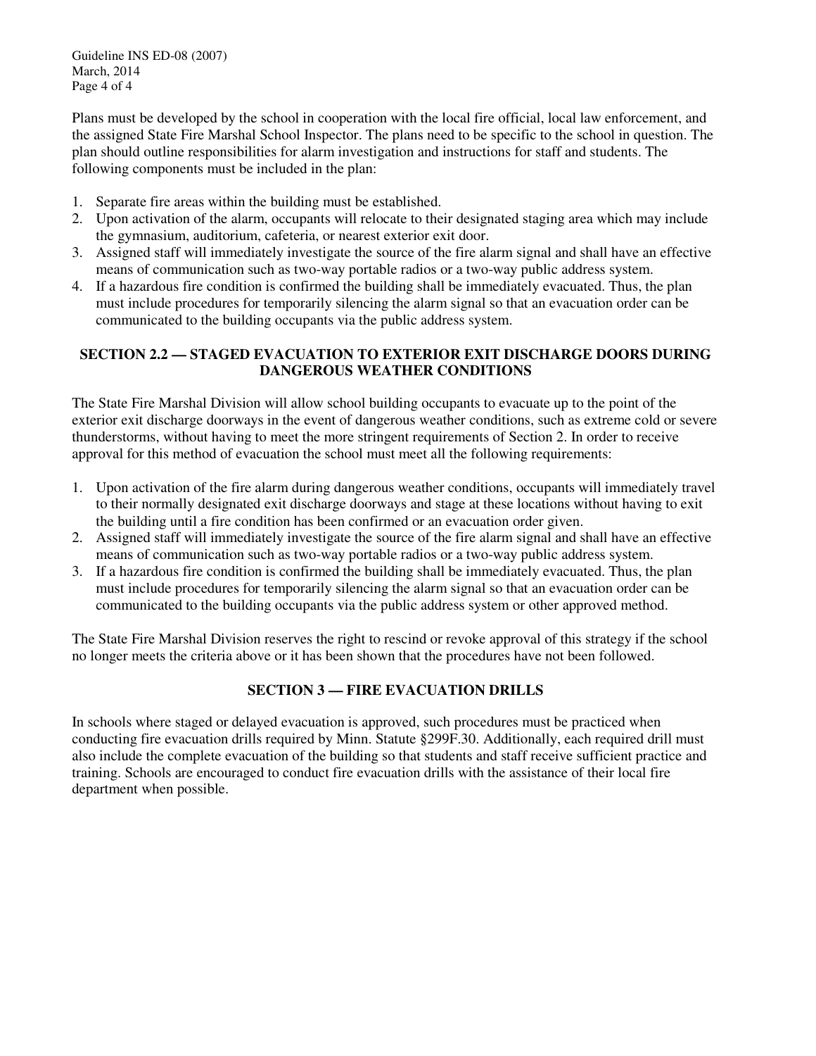Plans must be developed by the school in cooperation with the local fire official, local law enforcement, and the assigned State Fire Marshal School Inspector. The plans need to be specific to the school in question. The plan should outline responsibilities for alarm investigation and instructions for staff and students. The following components must be included in the plan:

1. Separate fire areas within the building must be established.
2. Upon activation of the alarm, occupants will relocate to their designated staging area which may include the gymnasium, auditorium, cafeteria, or nearest exterior exit door.
3. Assigned staff will immediately investigate the source of the fire alarm signal and shall have an effective means of communication such as two-way portable radios or a two-way public address system.
4. If a hazardous fire condition is confirmed the building shall be immediately evacuated. Thus, the plan must include procedures for temporarily silencing the alarm signal so that an evacuation order can be communicated to the building occupants via the public address system.

## SECTION 2.2 — STAGED EVACUATION TO EXTERIOR EXIT DISCHARGE DOORS DURING DANGEROUS WEATHER CONDITIONS

The State Fire Marshal Division will allow school building occupants to evacuate up to the point of the exterior exit discharge doorways in the event of dangerous weather conditions, such as extreme cold or severe thunderstorms, without having to meet the more stringent requirements of Section 2. In order to receive approval for this method of evacuation the school must meet all the following requirements:

1. Upon activation of the fire alarm during dangerous weather conditions, occupants will immediately travel to their normally designated exit discharge doorways and stage at these locations without having to exit the building until a fire condition has been confirmed or an evacuation order given.
2. Assigned staff will immediately investigate the source of the fire alarm signal and shall have an effective means of communication such as two-way portable radios or a two-way public address system.
3. If a hazardous fire condition is confirmed the building shall be immediately evacuated. Thus, the plan must include procedures for temporarily silencing the alarm signal so that an evacuation order can be communicated to the building occupants via the public address system or other approved method.

The State Fire Marshal Division reserves the right to rescind or revoke approval of this strategy if the school no longer meets the criteria above or it has been shown that the procedures have not been followed.

## SECTION 3 — FIRE EVACUATION DRILLS

In schools where staged or delayed evacuation is approved, such procedures must be practiced when conducting fire evacuation drills required by Minn. Statute §299F.30. Additionally, each required drill must also include the complete evacuation of the building so that students and staff receive sufficient practice and training. Schools are encouraged to conduct fire evacuation drills with the assistance of their local fire department when possible.